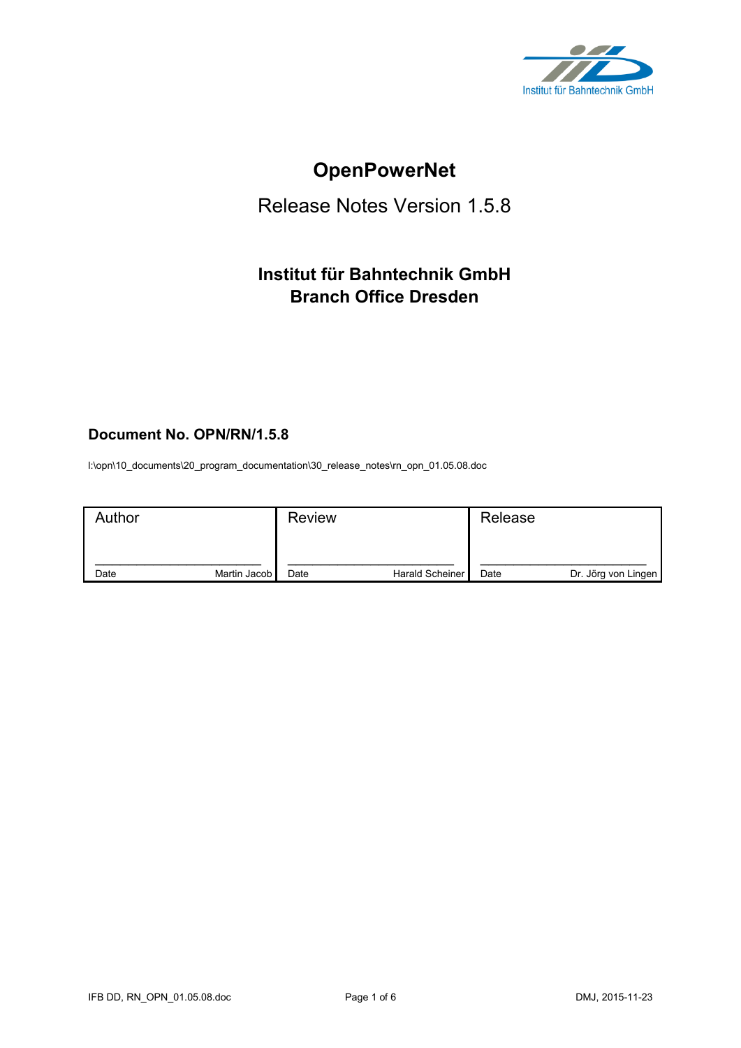Institut für Bahntechnik GmbH

# OpenPowerNet

## Release Notes Version 1.5.8

### Institut für Bahntechnik GmbH
### Branch Office Dresden

**Document No. OPN/RN/1.5.8**

I:\opn\10_documents\20_program_documentation\30_release_notes\rn_opn_01.05.08.doc

| Author | | Review | | Release | |
|---|---|---|---|---|---|
| Date | Martin Jacob | Date | Harald Scheiner | Date | Dr. Jörg von Lingen |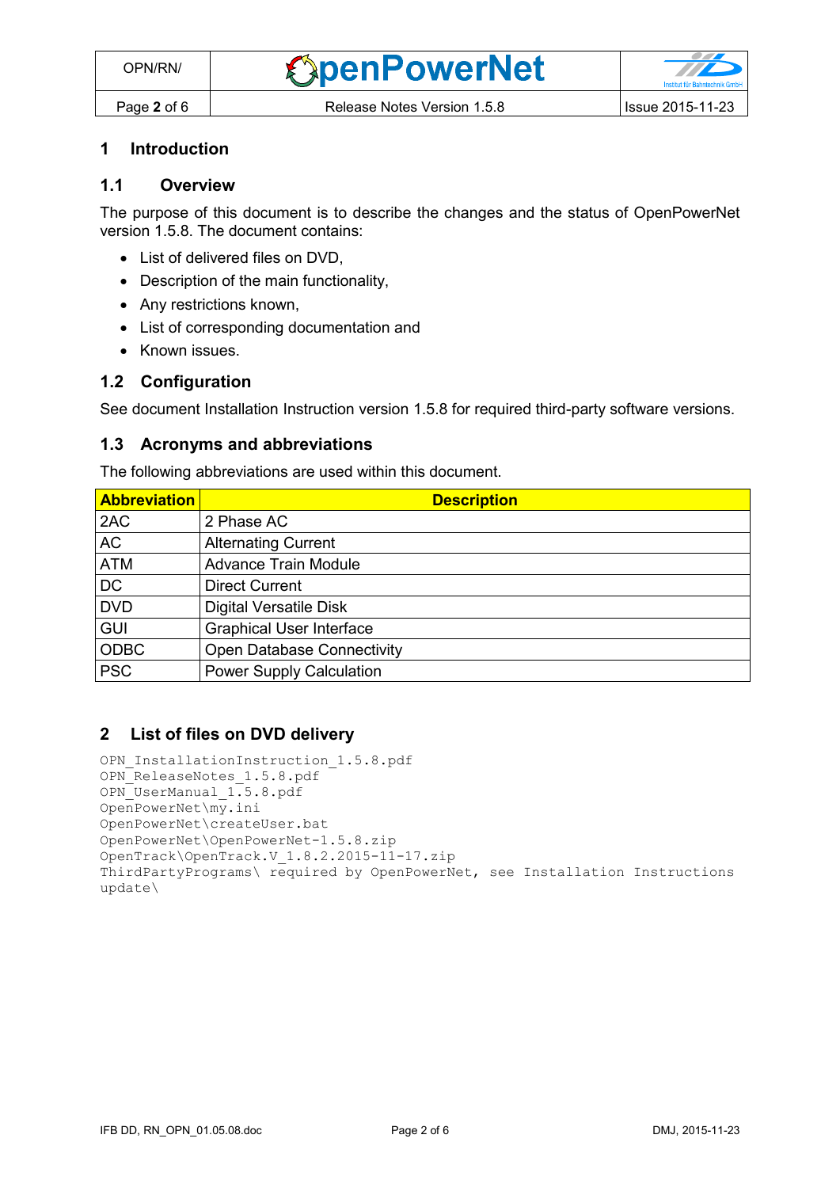# 1 Introduction

## 1.1 Overview

The purpose of this document is to describe the changes and the status of OpenPowerNet version 1.5.8. The document contains:

- List of delivered files on DVD,
- Description of the main functionality,
- Any restrictions known,
- List of corresponding documentation and
- Known issues.

## 1.2 Configuration

See document Installation Instruction version 1.5.8 for required third-party software versions.

## 1.3 Acronyms and abbreviations

The following abbreviations are used within this document.

| Abbreviation | Description |
|---|---|
| 2AC | 2 Phase AC |
| AC | Alternating Current |
| ATM | Advance Train Module |
| DC | Direct Current |
| DVD | Digital Versatile Disk |
| GUI | Graphical User Interface |
| ODBC | Open Database Connectivity |
| PSC | Power Supply Calculation |

# 2 List of files on DVD delivery

```
OPN_InstallationInstruction_1.5.8.pdf
OPN_ReleaseNotes_1.5.8.pdf
OPN_UserManual_1.5.8.pdf
OpenPowerNet\my.ini
OpenPowerNet\createUser.bat
OpenPowerNet\OpenPowerNet-1.5.8.zip
OpenTrack\OpenTrack.V_1.8.2.2015-11-17.zip
ThirdPartyPrograms\ required by OpenPowerNet, see Installation Instructions
update\
```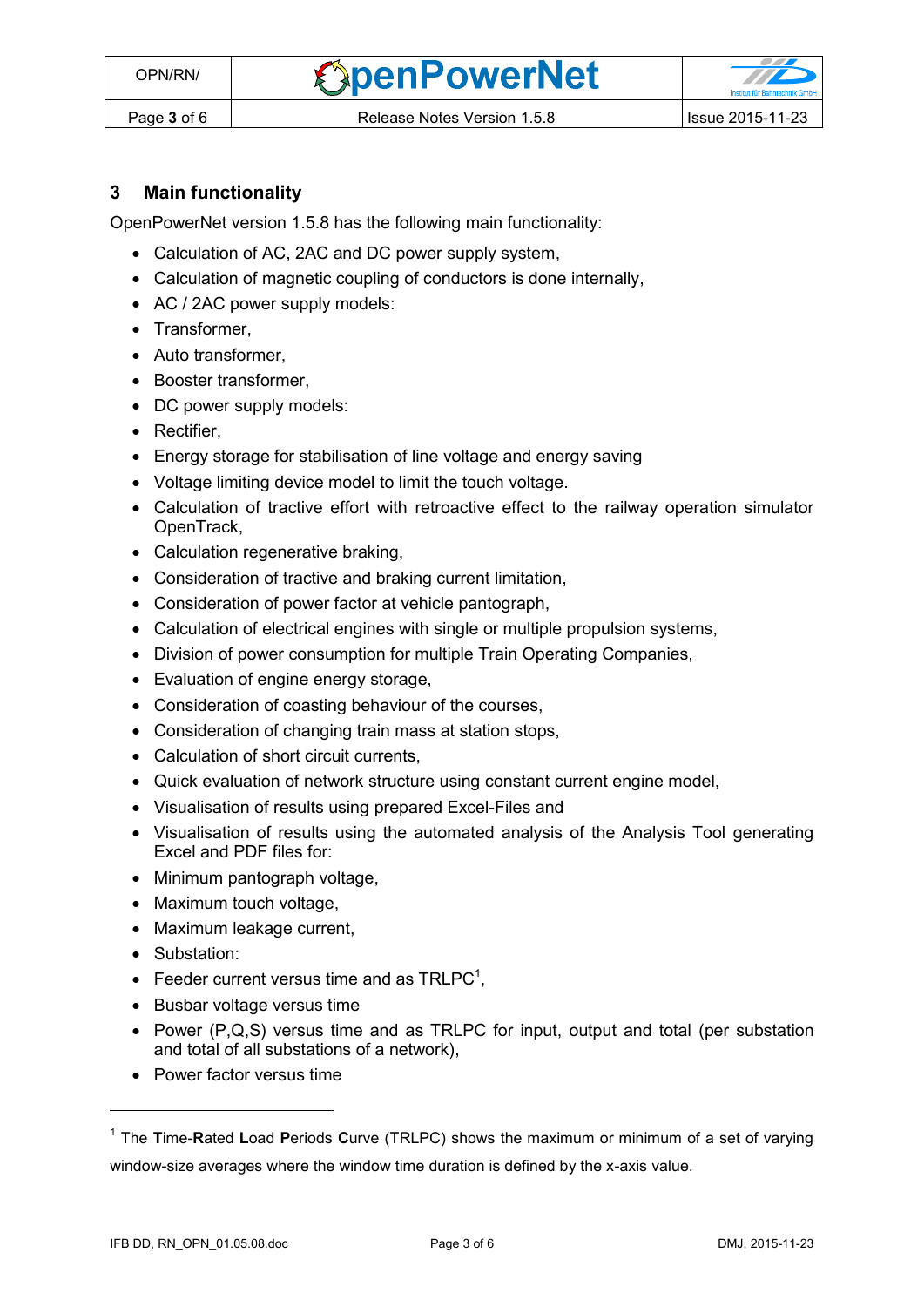## 3 Main functionality

OpenPowerNet version 1.5.8 has the following main functionality:

- Calculation of AC, 2AC and DC power supply system,
- Calculation of magnetic coupling of conductors is done internally,
- AC / 2AC power supply models:
- Transformer,
- Auto transformer,
- Booster transformer,
- DC power supply models:
- Rectifier,
- Energy storage for stabilisation of line voltage and energy saving
- Voltage limiting device model to limit the touch voltage.
- Calculation of tractive effort with retroactive effect to the railway operation simulator OpenTrack,
- Calculation regenerative braking,
- Consideration of tractive and braking current limitation,
- Consideration of power factor at vehicle pantograph,
- Calculation of electrical engines with single or multiple propulsion systems,
- Division of power consumption for multiple Train Operating Companies,
- Evaluation of engine energy storage,
- Consideration of coasting behaviour of the courses,
- Consideration of changing train mass at station stops,
- Calculation of short circuit currents,
- Quick evaluation of network structure using constant current engine model,
- Visualisation of results using prepared Excel-Files and
- Visualisation of results using the automated analysis of the Analysis Tool generating Excel and PDF files for:
- Minimum pantograph voltage,
- Maximum touch voltage,
- Maximum leakage current,
- Substation:
- Feeder current versus time and as TRLPC[1],
- Busbar voltage versus time
- Power (P,Q,S) versus time and as TRLPC for input, output and total (per substation and total of all substations of a network),
- Power factor versus time

---

[1] The **T**ime-**R**ated **L**oad **P**eriods **C**urve (TRLPC) shows the maximum or minimum of a set of varying window-size averages where the window time duration is defined by the x-axis value.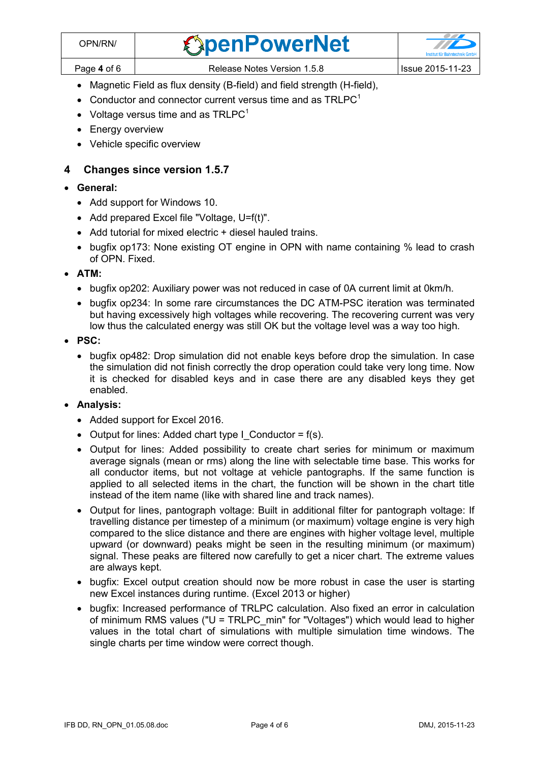- Magnetic Field as flux density (B-field) and field strength (H-field),
- Conductor and connector current versus time and as TRLPC[1]
- Voltage versus time and as TRLPC[1]
- Energy overview
- Vehicle specific overview

## 4 Changes since version 1.5.7

- **General:**
  - Add support for Windows 10.
  - Add prepared Excel file "Voltage, U=f(t)".
  - Add tutorial for mixed electric + diesel hauled trains.
  - bugfix op173: None existing OT engine in OPN with name containing % lead to crash of OPN. Fixed.
- **ATM:**
  - bugfix op202: Auxiliary power was not reduced in case of 0A current limit at 0km/h.
  - bugfix op234: In some rare circumstances the DC ATM-PSC iteration was terminated but having excessively high voltages while recovering. The recovering current was very low thus the calculated energy was still OK but the voltage level was a way too high.
- **PSC:**
  - bugfix op482: Drop simulation did not enable keys before drop the simulation. In case the simulation did not finish correctly the drop operation could take very long time. Now it is checked for disabled keys and in case there are any disabled keys they get enabled.
- **Analysis:**
  - Added support for Excel 2016.
  - Output for lines: Added chart type I_Conductor = f(s).
  - Output for lines: Added possibility to create chart series for minimum or maximum average signals (mean or rms) along the line with selectable time base. This works for all conductor items, but not voltage at vehicle pantographs. If the same function is applied to all selected items in the chart, the function will be shown in the chart title instead of the item name (like with shared line and track names).
  - Output for lines, pantograph voltage: Built in additional filter for pantograph voltage: If travelling distance per timestep of a minimum (or maximum) voltage engine is very high compared to the slice distance and there are engines with higher voltage level, multiple upward (or downward) peaks might be seen in the resulting minimum (or maximum) signal. These peaks are filtered now carefully to get a nicer chart. The extreme values are always kept.
  - bugfix: Excel output creation should now be more robust in case the user is starting new Excel instances during runtime. (Excel 2013 or higher)
  - bugfix: Increased performance of TRLPC calculation. Also fixed an error in calculation of minimum RMS values ("U = TRLPC_min" for "Voltages") which would lead to higher values in the total chart of simulations with multiple simulation time windows. The single charts per time window were correct though.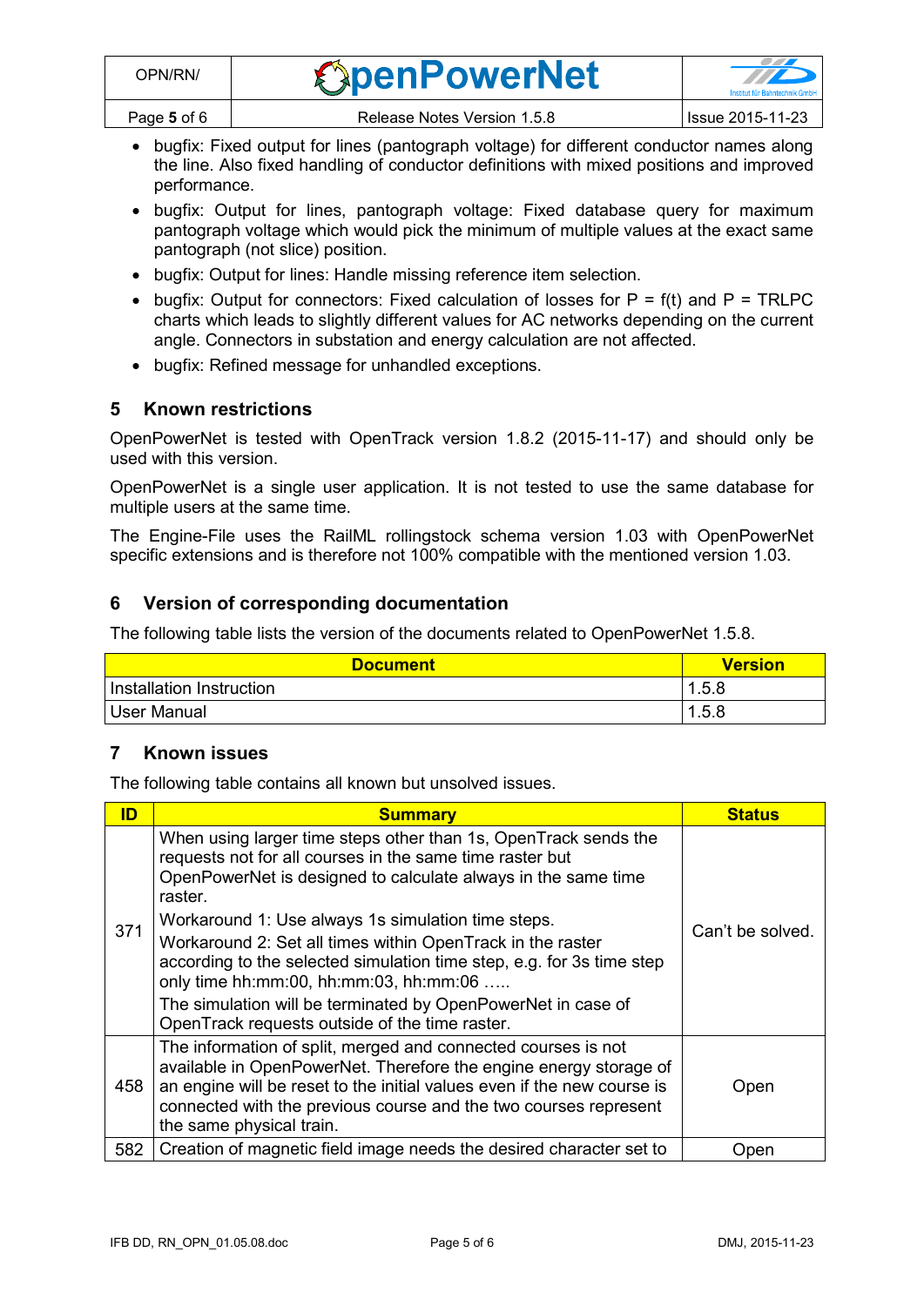- bugfix: Fixed output for lines (pantograph voltage) for different conductor names along the line. Also fixed handling of conductor definitions with mixed positions and improved performance.
- bugfix: Output for lines, pantograph voltage: Fixed database query for maximum pantograph voltage which would pick the minimum of multiple values at the exact same pantograph (not slice) position.
- bugfix: Output for lines: Handle missing reference item selection.
- bugfix: Output for connectors: Fixed calculation of losses for P = f(t) and P = TRLPC charts which leads to slightly different values for AC networks depending on the current angle. Connectors in substation and energy calculation are not affected.
- bugfix: Refined message for unhandled exceptions.

## 5 Known restrictions

OpenPowerNet is tested with OpenTrack version 1.8.2 (2015-11-17) and should only be used with this version.

OpenPowerNet is a single user application. It is not tested to use the same database for multiple users at the same time.

The Engine-File uses the RailML rollingstock schema version 1.03 with OpenPowerNet specific extensions and is therefore not 100% compatible with the mentioned version 1.03.

## 6 Version of corresponding documentation

The following table lists the version of the documents related to OpenPowerNet 1.5.8.

| Document | Version |
|---|---|
| Installation Instruction | 1.5.8 |
| User Manual | 1.5.8 |

## 7 Known issues

The following table contains all known but unsolved issues.

| ID | Summary | Status |
|---|---|---|
| 371 | When using larger time steps other than 1s, OpenTrack sends the requests not for all courses in the same time raster but OpenPowerNet is designed to calculate always in the same time raster.<br><br>Workaround 1: Use always 1s simulation time steps.<br>Workaround 2: Set all times within OpenTrack in the raster according to the selected simulation time step, e.g. for 3s time step only time hh:mm:00, hh:mm:03, hh:mm:06 …..<br>The simulation will be terminated by OpenPowerNet in case of OpenTrack requests outside of the time raster. | Can't be solved. |
| 458 | The information of split, merged and connected courses is not available in OpenPowerNet. Therefore the engine energy storage of an engine will be reset to the initial values even if the new course is connected with the previous course and the two courses represent the same physical train. | Open |
| 582 | Creation of magnetic field image needs the desired character set to | Open |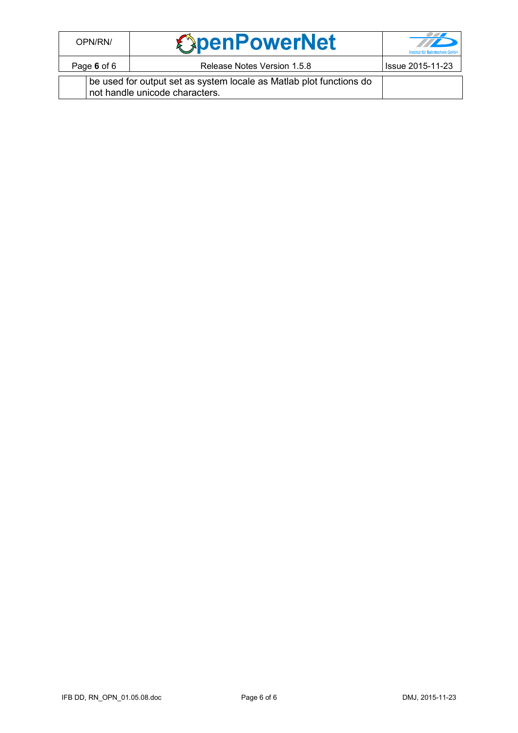| | | |
|---|---|---|
| | be used for output set as system locale as Matlab plot functions do not handle unicode characters. | |